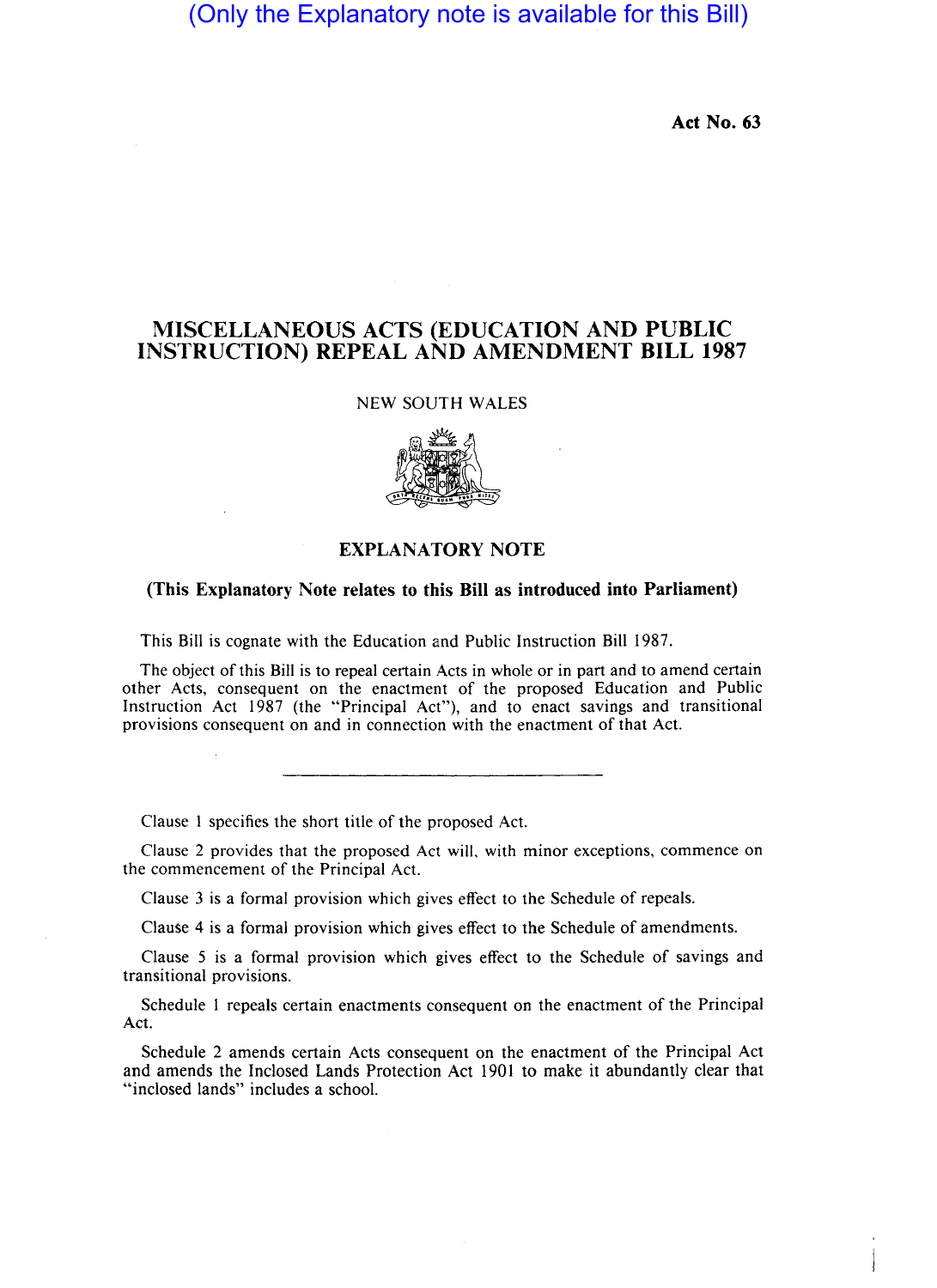(Only the Explanatory note is available for this Bill)

**Act No. 63**

# MISCELLANEOUS ACTS (EDUCATION AND PUBLIC INSTRUCTION) REPEAL AND AMENDMENT BILL 1987

NEW SOUTH WALES

## EXPLANATORY NOTE

**(This Explanatory Note relates to this Bill as introduced into Parliament)**

This Bill is cognate with the Education and Public Instruction Bill 1987.

The object of this Bill is to repeal certain Acts in whole or in part and to amend certain other Acts, consequent on the enactment of the proposed Education and Public Instruction Act 1987 (the "Principal Act"), and to enact savings and transitional provisions consequent on and in connection with the enactment of that Act.

---

Clause 1 specifies the short title of the proposed Act.

Clause 2 provides that the proposed Act will, with minor exceptions, commence on the commencement of the Principal Act.

Clause 3 is a formal provision which gives effect to the Schedule of repeals.

Clause 4 is a formal provision which gives effect to the Schedule of amendments.

Clause 5 is a formal provision which gives effect to the Schedule of savings and transitional provisions.

Schedule 1 repeals certain enactments consequent on the enactment of the Principal Act.

Schedule 2 amends certain Acts consequent on the enactment of the Principal Act and amends the Inclosed Lands Protection Act 1901 to make it abundantly clear that "inclosed lands" includes a school.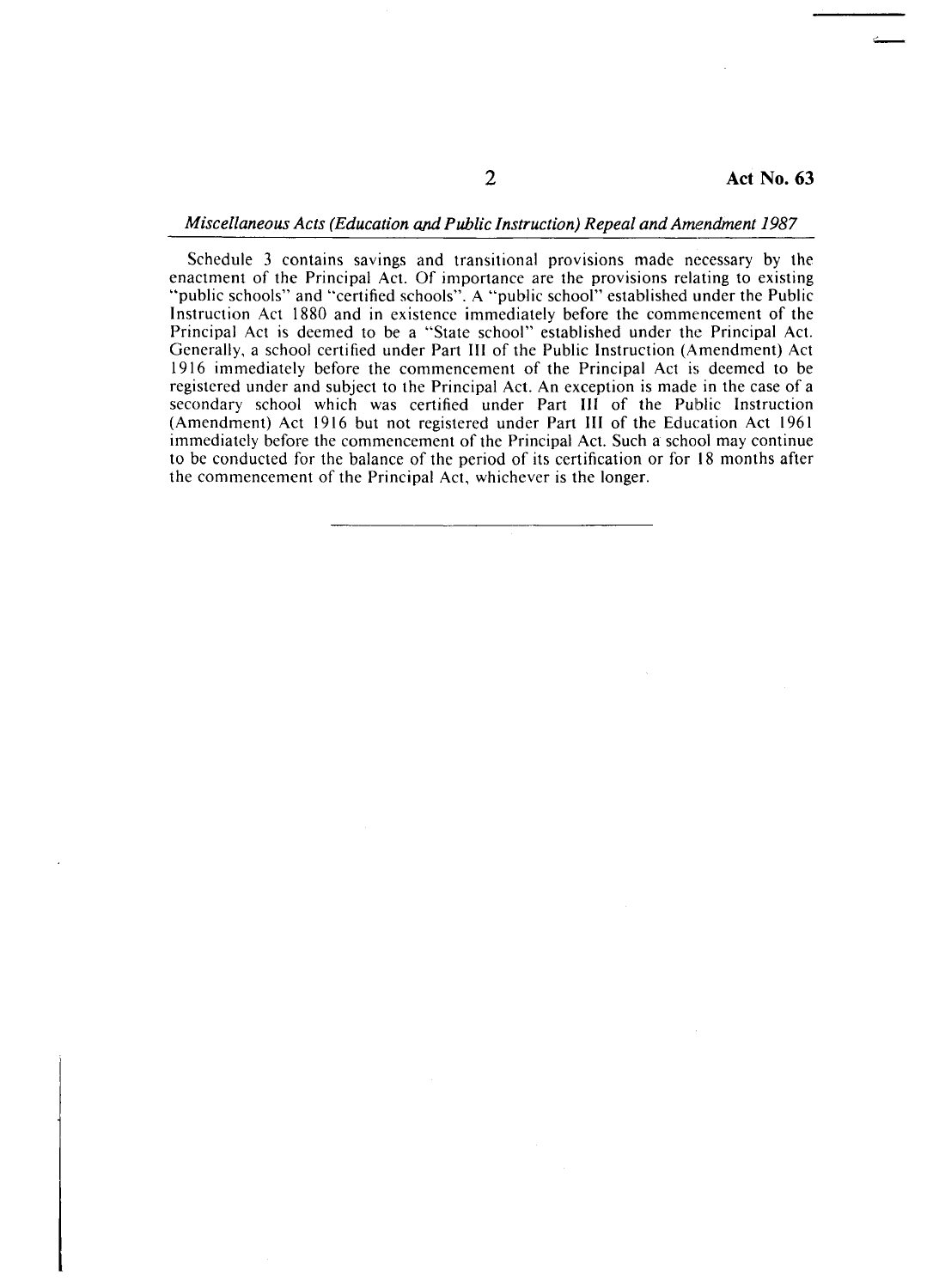Schedule 3 contains savings and transitional provisions made necessary by the enactment of the Principal Act. Of importance are the provisions relating to existing "public schools" and "certified schools". A "public school" established under the Public Instruction Act 1880 and in existence immediately before the commencement of the Principal Act is deemed to be a "State school" established under the Principal Act. Generally, a school certified under Part III of the Public Instruction (Amendment) Act 1916 immediately before the commencement of the Principal Act is deemed to be registered under and subject to the Principal Act. An exception is made in the case of a secondary school which was certified under Part III of the Public Instruction (Amendment) Act 1916 but not registered under Part III of the Education Act 1961 immediately before the commencement of the Principal Act. Such a school may continue to be conducted for the balance of the period of its certification or for 18 months after the commencement of the Principal Act, whichever is the longer.